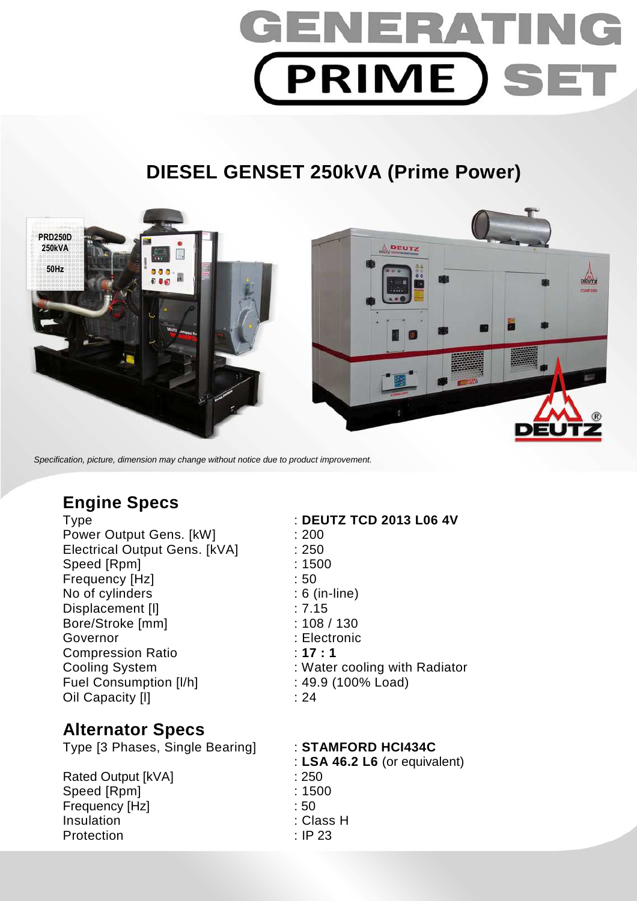# GENERATING PRIME SET

## DIESEL GENSET 250kVA (Prime Power)

*Specification, picture, dimension may change without notice due to product improvement.*

## Engine Specs

| | |
|---|---|
| Type | : **DEUTZ TCD 2013 L06 4V** |
| Power Output Gens. [kW] | : 200 |
| Electrical Output Gens. [kVA] | : 250 |
| Speed [Rpm] | : 1500 |
| Frequency [Hz] | : 50 |
| No of cylinders | : 6 (in-line) |
| Displacement [l] | : 7.15 |
| Bore/Stroke [mm] | : 108 / 130 |
| Governor | : Electronic |
| Compression Ratio | : **17 : 1** |
| Cooling System | : Water cooling with Radiator |
| Fuel Consumption [l/h] | : 49.9 (100% Load) |
| Oil Capacity [l] | : 24 |

## Alternator Specs

| | |
|---|---|
| Type [3 Phases, Single Bearing] | : **STAMFORD HCI434C**<br>: **LSA 46.2 L6** (or equivalent) |
| Rated Output [kVA] | : 250 |
| Speed [Rpm] | : 1500 |
| Frequency [Hz] | : 50 |
| Insulation | : Class H |
| Protection | : IP 23 |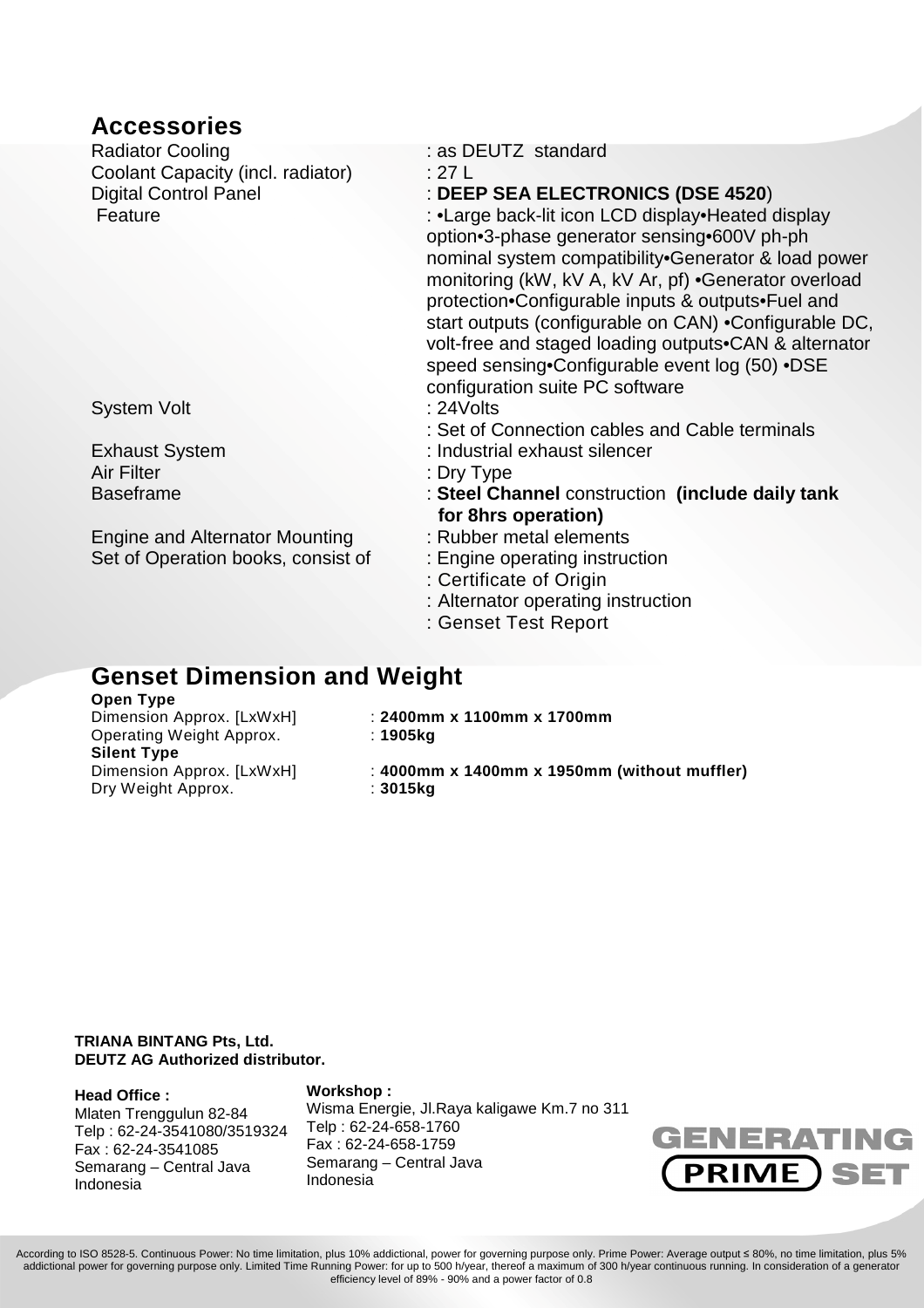## Accessories

| | |
|---|---|
| Radiator Cooling | : as DEUTZ standard |
| Coolant Capacity (incl. radiator) | : 27 L |
| Digital Control Panel | : **DEEP SEA ELECTRONICS (DSE 4520**) |
| Feature | : •Large back-lit icon LCD display•Heated display option•3-phase generator sensing•600V ph-ph nominal system compatibility•Generator & load power monitoring (kW, kV A, kV Ar, pf) •Generator overload protection•Configurable inputs & outputs•Fuel and start outputs (configurable on CAN) •Configurable DC, volt-free and staged loading outputs•CAN & alternator speed sensing•Configurable event log (50) •DSE configuration suite PC software |
| System Volt | : 24Volts |
| | : Set of Connection cables and Cable terminals |
| Exhaust System | : Industrial exhaust silencer |
| Air Filter | : Dry Type |
| Baseframe | : **Steel Channel** construction **(include daily tank for 8hrs operation)** |
| Engine and Alternator Mounting | : Rubber metal elements |
| Set of Operation books, consist of | : Engine operating instruction |
| | : Certificate of Origin |
| | : Alternator operating instruction |
| | : Genset Test Report |

## Genset Dimension and Weight

**Open Type**

| | |
|---|---|
| Dimension Approx. [LxWxH] | : **2400mm x 1100mm x 1700mm** |
| Operating Weight Approx. | : **1905kg** |

**Silent Type**

| | |
|---|---|
| Dimension Approx. [LxWxH] | : **4000mm x 1400mm x 1950mm (without muffler)** |
| Dry Weight Approx. | : **3015kg** |

**TRIANA BINTANG Pts, Ltd.**
**DEUTZ AG Authorized distributor.**

**Head Office :**
Mlaten Trenggulun 82-84
Telp : 62-24-3541080/3519324
Fax : 62-24-3541085
Semarang – Central Java
Indonesia

**Workshop :**
Wisma Energie, Jl.Raya kaligawe Km.7 no 311
Telp : 62-24-658-1760
Fax : 62-24-658-1759
Semarang – Central Java
Indonesia

GENERATING PRIME SET

According to ISO 8528-5. Continuous Power: No time limitation, plus 10% addictional, power for governing purpose only. Prime Power: Average output ≤ 80%, no time limitation, plus 5% addictional power for governing purpose only. Limited Time Running Power: for up to 500 h/year, thereof a maximum of 300 h/year continuous running. In consideration of a generator efficiency level of 89% - 90% and a power factor of 0.8